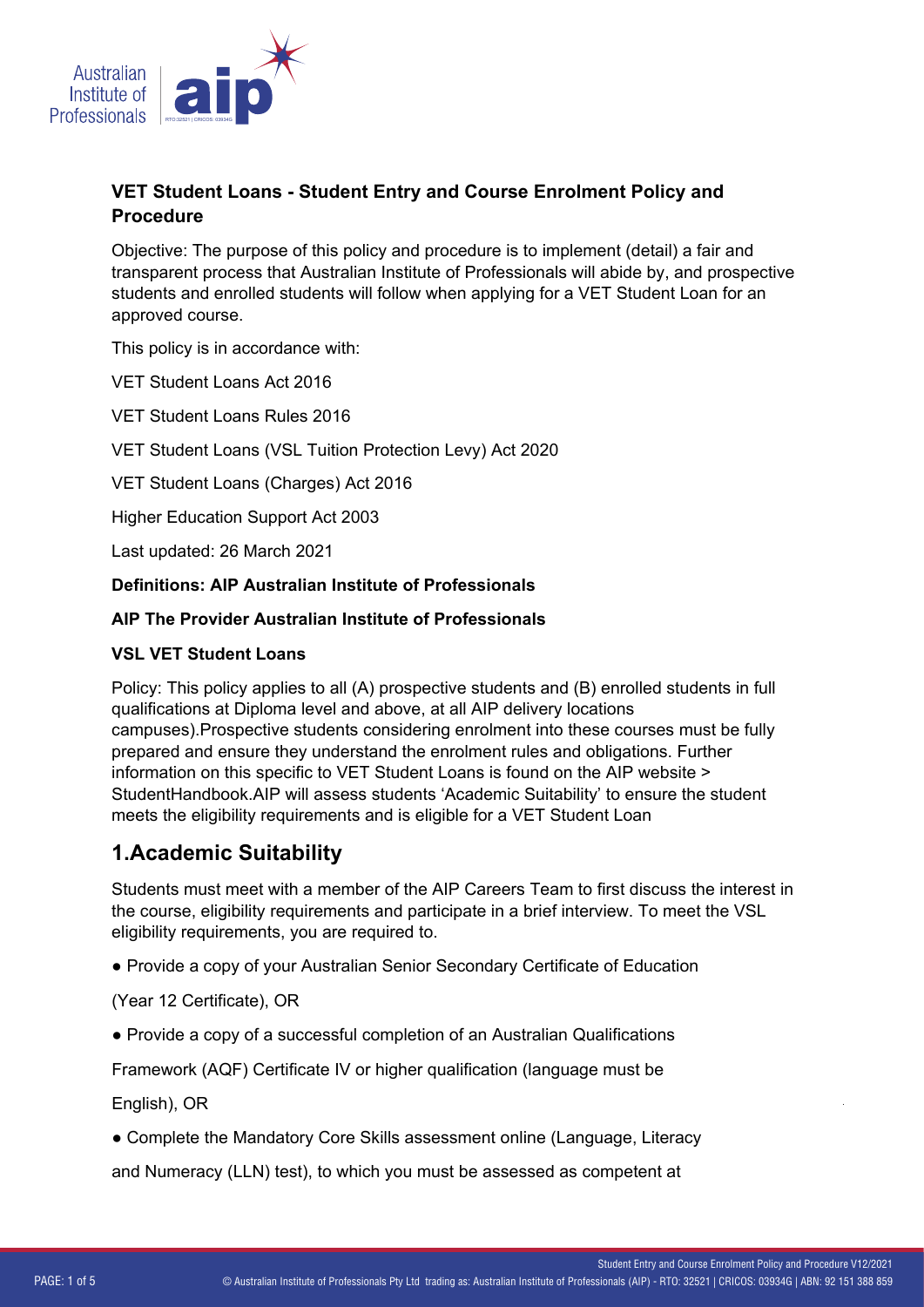### VET Student Loans - Student Entry and Course Enrolment Policy and Procedure

Objective: The purpose of this policy and procedure is to implement (detail) a fair and transparent process that Australian Institute of Professionals will abide by, and prospective students and enrolled students will follow when applying for a VET Student Loan for an approved course.

This policy is in accordance with:

VET Student Loans Act 2016

VET Student Loans Rules 2016

VET Student Loans (VSL Tuition Protection Levy) Act 2020

VET Student Loans (Charges) Act 2016

Higher Education Support Act 2003

Last updated: 26 March 2021

**Definitions: AIP Australian Institute of Professionals**

**AIP The Provider Australian Institute of Professionals**

**VSL VET Student Loans**

Policy: This policy applies to all (A) prospective students and (B) enrolled students in full qualifications at Diploma level and above, at all AIP delivery locations campuses).Prospective students considering enrolment into these courses must be fully prepared and ensure they understand the enrolment rules and obligations. Further information on this specific to VET Student Loans is found on the AIP website > StudentHandbook.AIP will assess students 'Academic Suitability' to ensure the student meets the eligibility requirements and is eligible for a VET Student Loan

## 1.Academic Suitability

Students must meet with a member of the AIP Careers Team to first discuss the interest in the course, eligibility requirements and participate in a brief interview. To meet the VSL eligibility requirements, you are required to.

- Provide a copy of your Australian Senior Secondary Certificate of Education (Year 12 Certificate), OR
- Provide a copy of a successful completion of an Australian Qualifications Framework (AQF) Certificate IV or higher qualification (language must be English), OR
- Complete the Mandatory Core Skills assessment online (Language, Literacy and Numeracy (LLN) test), to which you must be assessed as competent at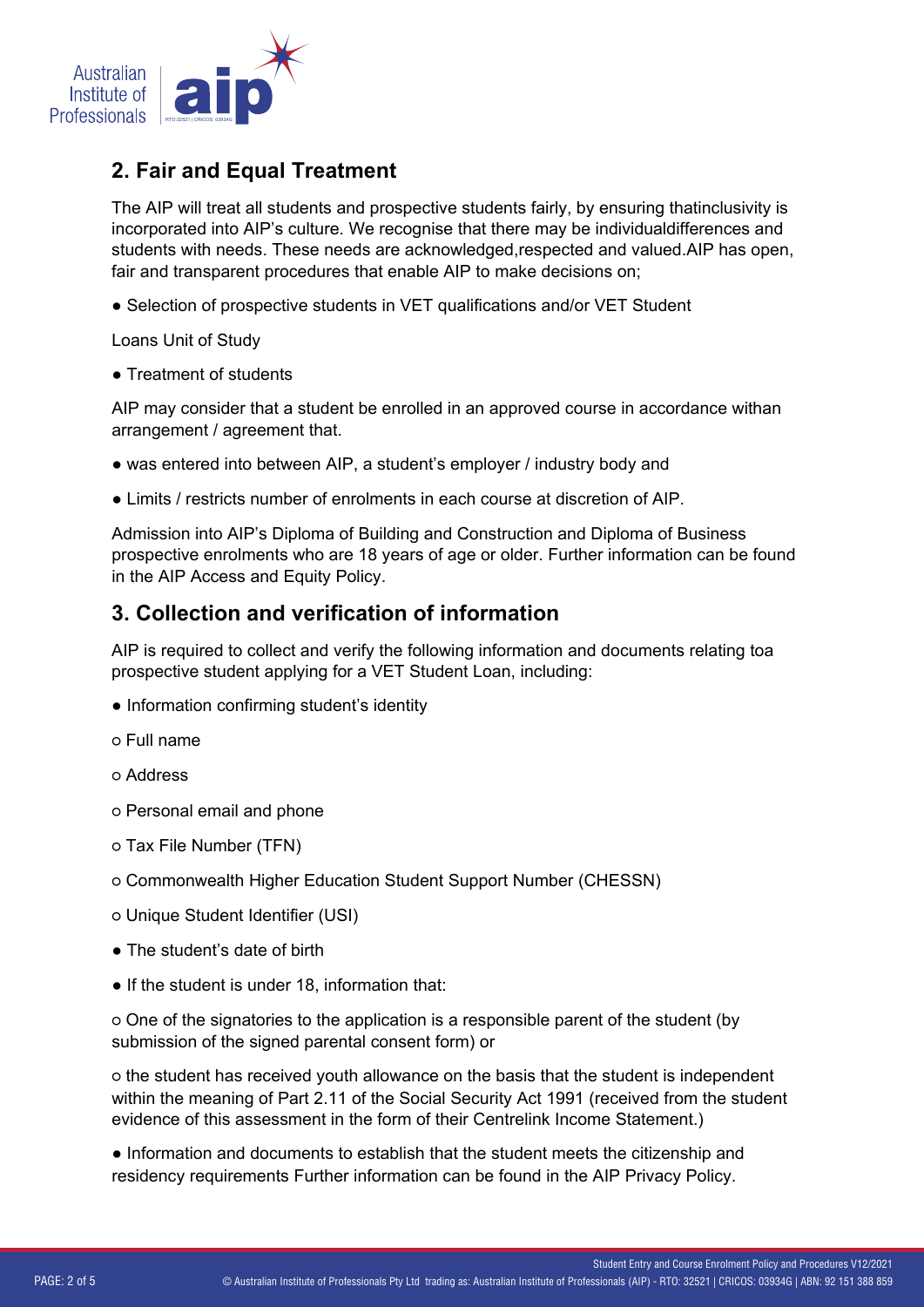## 2. Fair and Equal Treatment

The AIP will treat all students and prospective students fairly, by ensuring thatinclusivity is incorporated into AIP's culture. We recognise that there may be individualdifferences and students with needs. These needs are acknowledged,respected and valued.AIP has open, fair and transparent procedures that enable AIP to make decisions on;

- Selection of prospective students in VET qualifications and/or VET Student

Loans Unit of Study

- Treatment of students

AIP may consider that a student be enrolled in an approved course in accordance withan arrangement / agreement that.

- was entered into between AIP, a student's employer / industry body and
- Limits / restricts number of enrolments in each course at discretion of AIP.

Admission into AIP's Diploma of Building and Construction and Diploma of Business prospective enrolments who are 18 years of age or older. Further information can be found in the AIP Access and Equity Policy.

## 3. Collection and verification of information

AIP is required to collect and verify the following information and documents relating toa prospective student applying for a VET Student Loan, including:

- Information confirming student's identity
  - Full name
  - Address
  - Personal email and phone
  - Tax File Number (TFN)
  - Commonwealth Higher Education Student Support Number (CHESSN)
  - Unique Student Identifier (USI)
- The student's date of birth
- If the student is under 18, information that:
  - One of the signatories to the application is a responsible parent of the student (by submission of the signed parental consent form) or
  - the student has received youth allowance on the basis that the student is independent within the meaning of Part 2.11 of the Social Security Act 1991 (received from the student evidence of this assessment in the form of their Centrelink Income Statement.)
- Information and documents to establish that the student meets the citizenship and residency requirements Further information can be found in the AIP Privacy Policy.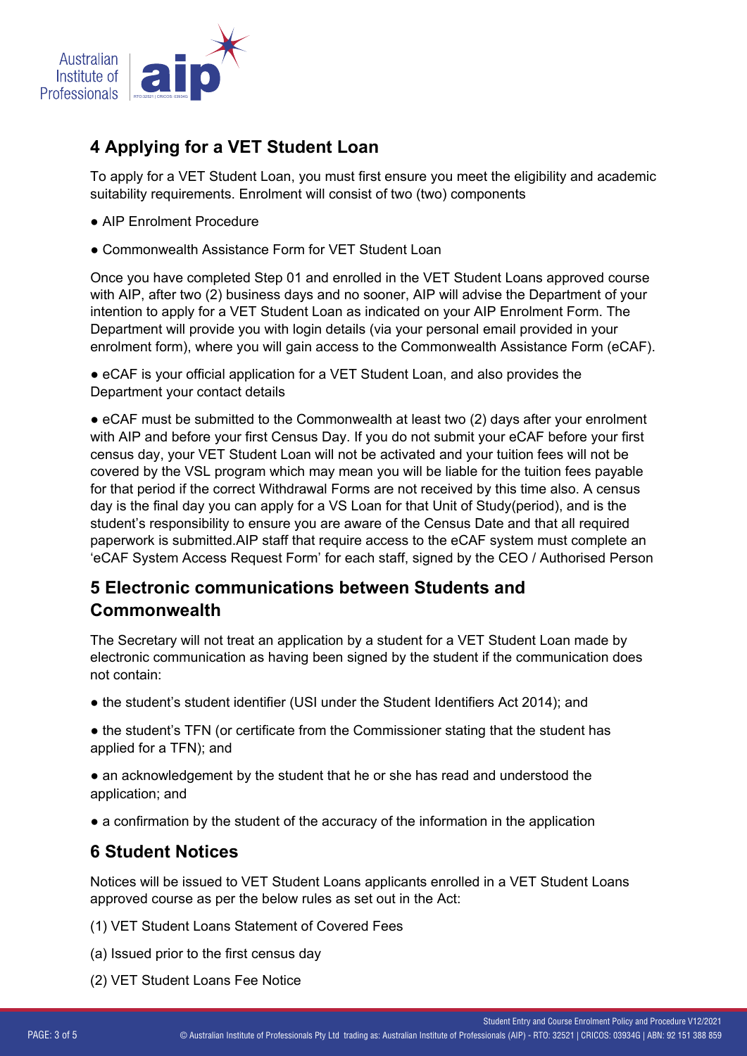## 4 Applying for a VET Student Loan

To apply for a VET Student Loan, you must first ensure you meet the eligibility and academic suitability requirements. Enrolment will consist of two (two) components

- AIP Enrolment Procedure
- Commonwealth Assistance Form for VET Student Loan

Once you have completed Step 01 and enrolled in the VET Student Loans approved course with AIP, after two (2) business days and no sooner, AIP will advise the Department of your intention to apply for a VET Student Loan as indicated on your AIP Enrolment Form. The Department will provide you with login details (via your personal email provided in your enrolment form), where you will gain access to the Commonwealth Assistance Form (eCAF).

- eCAF is your official application for a VET Student Loan, and also provides the Department your contact details
- eCAF must be submitted to the Commonwealth at least two (2) days after your enrolment with AIP and before your first Census Day. If you do not submit your eCAF before your first census day, your VET Student Loan will not be activated and your tuition fees will not be covered by the VSL program which may mean you will be liable for the tuition fees payable for that period if the correct Withdrawal Forms are not received by this time also. A census day is the final day you can apply for a VS Loan for that Unit of Study(period), and is the student's responsibility to ensure you are aware of the Census Date and that all required paperwork is submitted.AIP staff that require access to the eCAF system must complete an 'eCAF System Access Request Form' for each staff, signed by the CEO / Authorised Person

## 5 Electronic communications between Students and Commonwealth

The Secretary will not treat an application by a student for a VET Student Loan made by electronic communication as having been signed by the student if the communication does not contain:

- the student's student identifier (USI under the Student Identifiers Act 2014); and
- the student's TFN (or certificate from the Commissioner stating that the student has applied for a TFN); and
- an acknowledgement by the student that he or she has read and understood the application; and
- a confirmation by the student of the accuracy of the information in the application

## 6 Student Notices

Notices will be issued to VET Student Loans applicants enrolled in a VET Student Loans approved course as per the below rules as set out in the Act:

(1) VET Student Loans Statement of Covered Fees

(a) Issued prior to the first census day

(2) VET Student Loans Fee Notice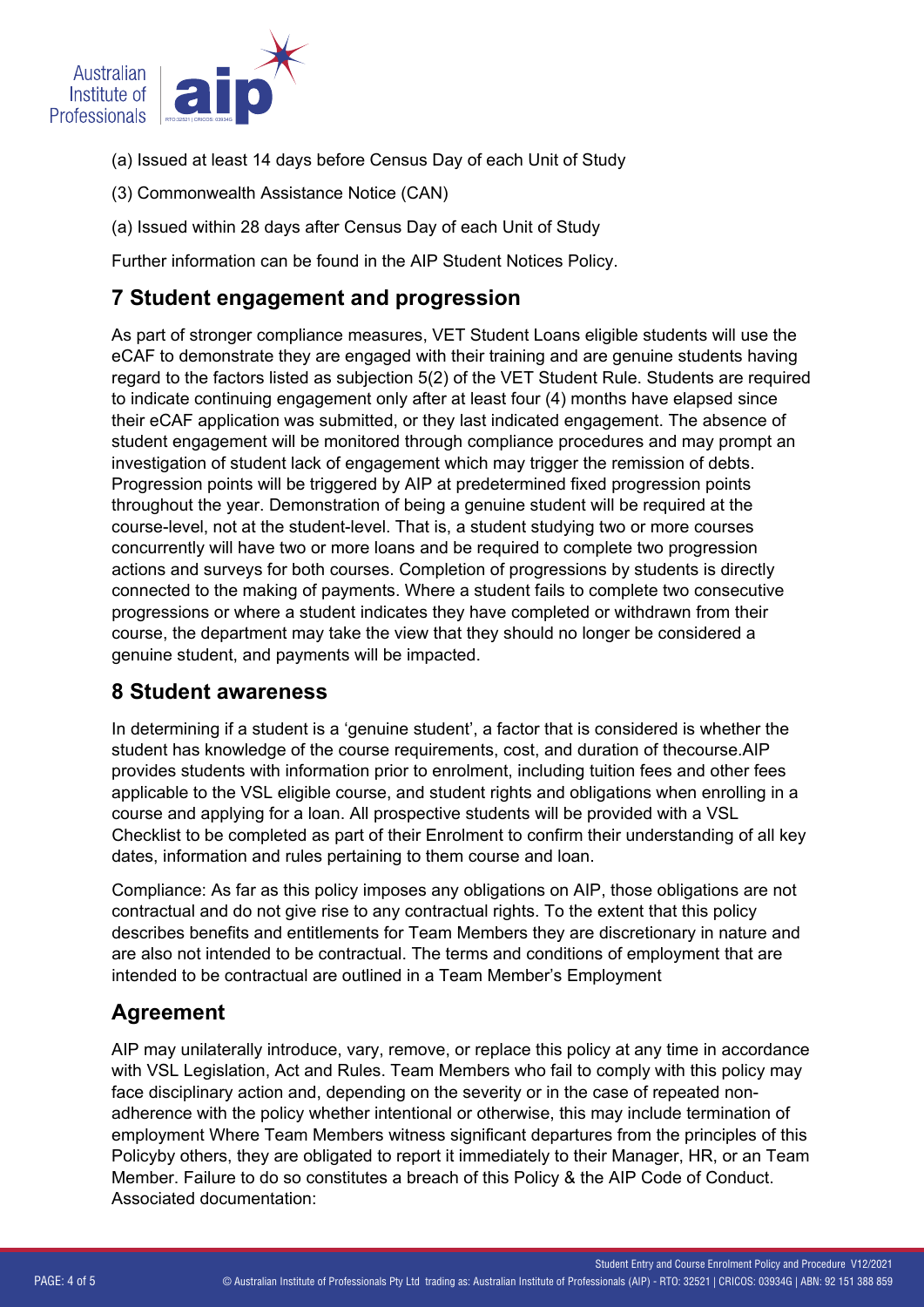(a) Issued at least 14 days before Census Day of each Unit of Study

(3) Commonwealth Assistance Notice (CAN)

(a) Issued within 28 days after Census Day of each Unit of Study

Further information can be found in the AIP Student Notices Policy.

## 7 Student engagement and progression

As part of stronger compliance measures, VET Student Loans eligible students will use the eCAF to demonstrate they are engaged with their training and are genuine students having regard to the factors listed as subjection 5(2) of the VET Student Rule. Students are required to indicate continuing engagement only after at least four (4) months have elapsed since their eCAF application was submitted, or they last indicated engagement. The absence of student engagement will be monitored through compliance procedures and may prompt an investigation of student lack of engagement which may trigger the remission of debts. Progression points will be triggered by AIP at predetermined fixed progression points throughout the year. Demonstration of being a genuine student will be required at the course-level, not at the student-level. That is, a student studying two or more courses concurrently will have two or more loans and be required to complete two progression actions and surveys for both courses. Completion of progressions by students is directly connected to the making of payments. Where a student fails to complete two consecutive progressions or where a student indicates they have completed or withdrawn from their course, the department may take the view that they should no longer be considered a genuine student, and payments will be impacted.

## 8 Student awareness

In determining if a student is a 'genuine student', a factor that is considered is whether the student has knowledge of the course requirements, cost, and duration of thecourse.AIP provides students with information prior to enrolment, including tuition fees and other fees applicable to the VSL eligible course, and student rights and obligations when enrolling in a course and applying for a loan. All prospective students will be provided with a VSL Checklist to be completed as part of their Enrolment to confirm their understanding of all key dates, information and rules pertaining to them course and loan.

Compliance: As far as this policy imposes any obligations on AIP, those obligations are not contractual and do not give rise to any contractual rights. To the extent that this policy describes benefits and entitlements for Team Members they are discretionary in nature and are also not intended to be contractual. The terms and conditions of employment that are intended to be contractual are outlined in a Team Member's Employment

## Agreement

AIP may unilaterally introduce, vary, remove, or replace this policy at any time in accordance with VSL Legislation, Act and Rules. Team Members who fail to comply with this policy may face disciplinary action and, depending on the severity or in the case of repeated non-adherence with the policy whether intentional or otherwise, this may include termination of employment Where Team Members witness significant departures from the principles of this Policyby others, they are obligated to report it immediately to their Manager, HR, or an Team Member. Failure to do so constitutes a breach of this Policy & the AIP Code of Conduct. Associated documentation: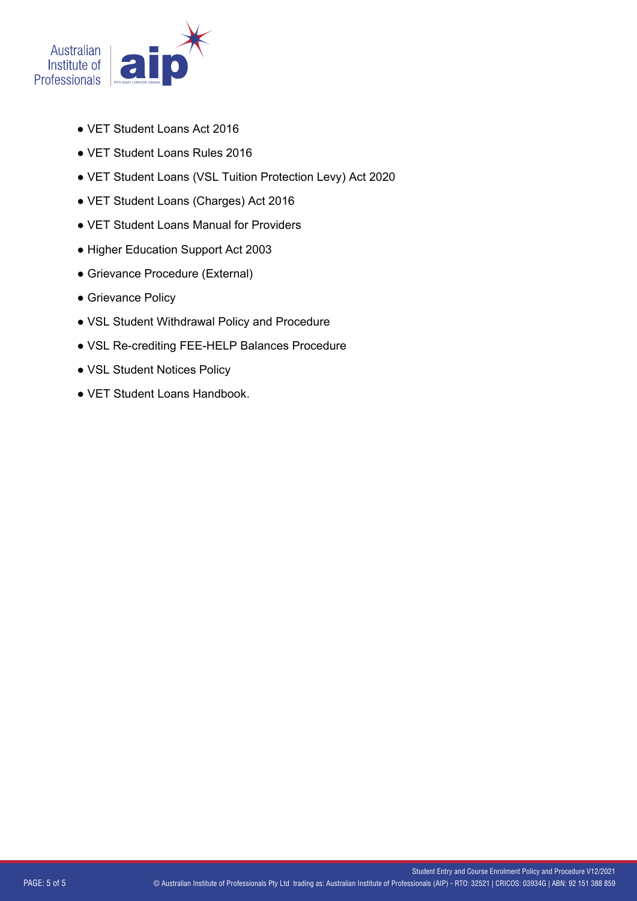- VET Student Loans Act 2016
- VET Student Loans Rules 2016
- VET Student Loans (VSL Tuition Protection Levy) Act 2020
- VET Student Loans (Charges) Act 2016
- VET Student Loans Manual for Providers
- Higher Education Support Act 2003
- Grievance Procedure (External)
- Grievance Policy
- VSL Student Withdrawal Policy and Procedure
- VSL Re-crediting FEE-HELP Balances Procedure
- VSL Student Notices Policy
- VET Student Loans Handbook.